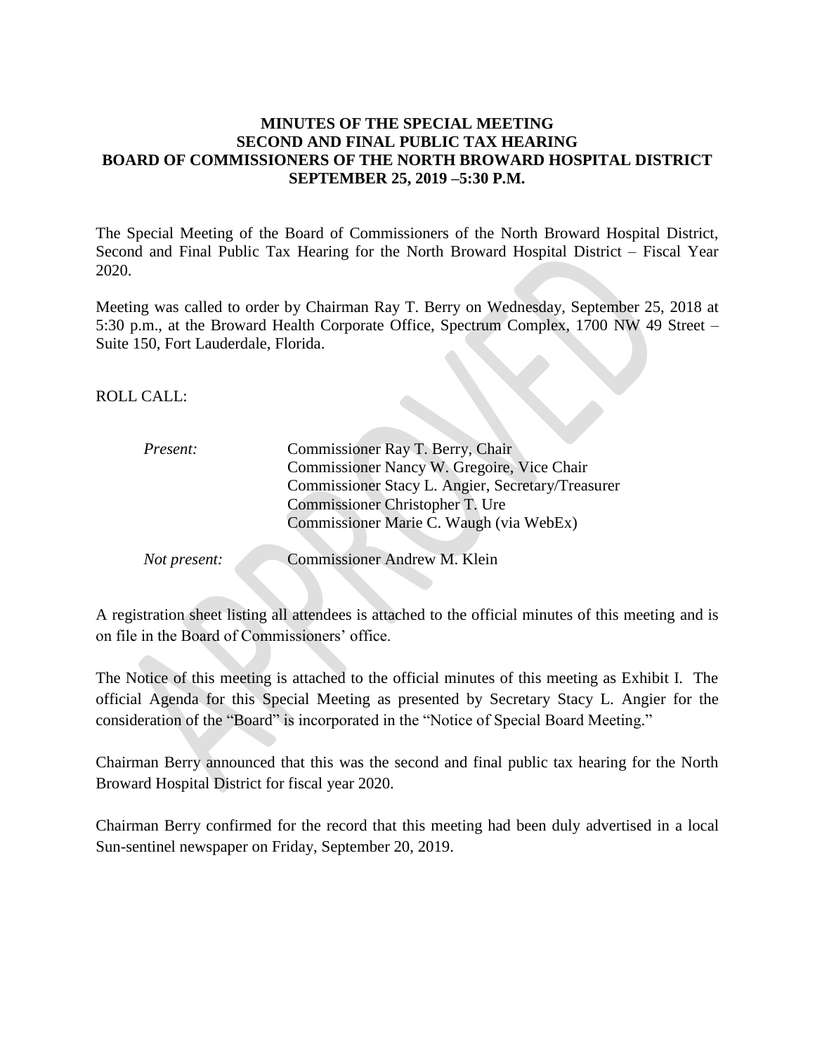# MINUTES OF THE SPECIAL MEETING
# SECOND AND FINAL PUBLIC TAX HEARING
# BOARD OF COMMISSIONERS OF THE NORTH BROWARD HOSPITAL DISTRICT
# SEPTEMBER 25, 2019 –5:30 P.M.

The Special Meeting of the Board of Commissioners of the North Broward Hospital District, Second and Final Public Tax Hearing for the North Broward Hospital District – Fiscal Year 2020.

Meeting was called to order by Chairman Ray T. Berry on Wednesday, September 25, 2018 at 5:30 p.m., at the Broward Health Corporate Office, Spectrum Complex, 1700 NW 49 Street – Suite 150, Fort Lauderdale, Florida.

ROLL CALL:

*Present:*
Commissioner Ray T. Berry, Chair
Commissioner Nancy W. Gregoire, Vice Chair
Commissioner Stacy L. Angier, Secretary/Treasurer
Commissioner Christopher T. Ure
Commissioner Marie C. Waugh (via WebEx)

*Not present:*
Commissioner Andrew M. Klein

A registration sheet listing all attendees is attached to the official minutes of this meeting and is on file in the Board of Commissioners' office.

The Notice of this meeting is attached to the official minutes of this meeting as Exhibit I. The official Agenda for this Special Meeting as presented by Secretary Stacy L. Angier for the consideration of the "Board" is incorporated in the "Notice of Special Board Meeting."

Chairman Berry announced that this was the second and final public tax hearing for the North Broward Hospital District for fiscal year 2020.

Chairman Berry confirmed for the record that this meeting had been duly advertised in a local Sun-sentinel newspaper on Friday, September 20, 2019.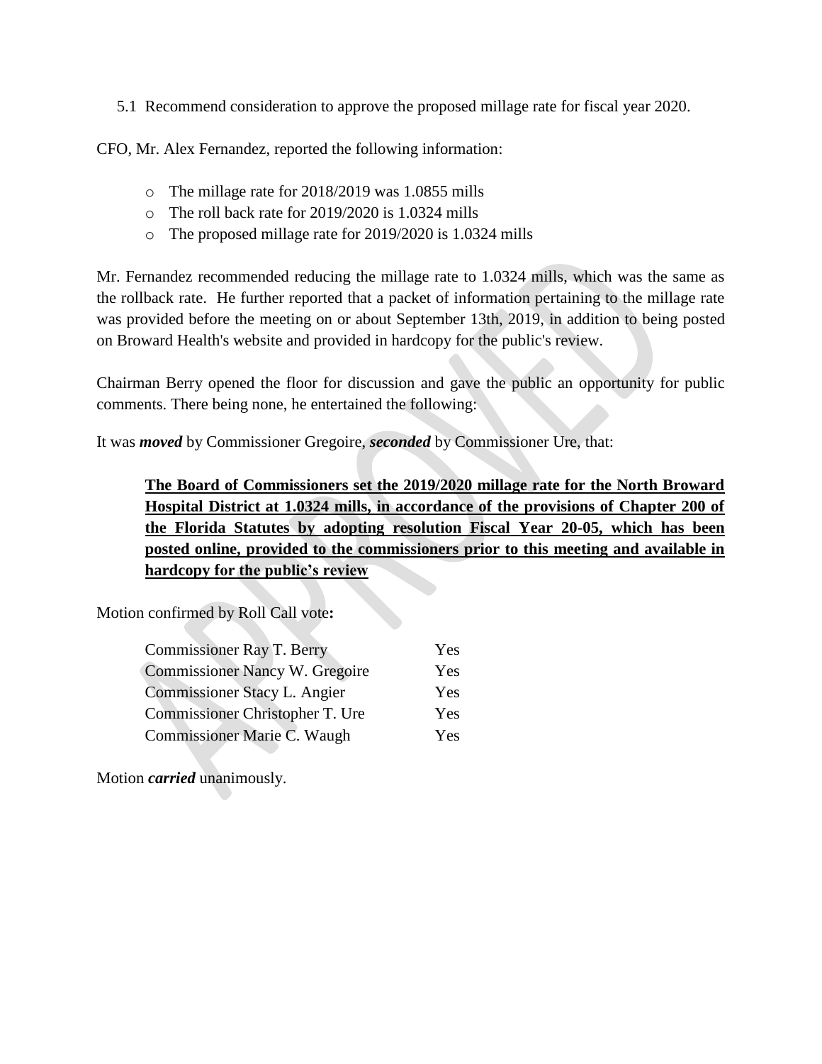5.1 Recommend consideration to approve the proposed millage rate for fiscal year 2020.

CFO, Mr. Alex Fernandez, reported the following information:

- The millage rate for 2018/2019 was 1.0855 mills
- The roll back rate for 2019/2020 is 1.0324 mills
- The proposed millage rate for 2019/2020 is 1.0324 mills

Mr. Fernandez recommended reducing the millage rate to 1.0324 mills, which was the same as the rollback rate. He further reported that a packet of information pertaining to the millage rate was provided before the meeting on or about September 13th, 2019, in addition to being posted on Broward Health's website and provided in hardcopy for the public's review.

Chairman Berry opened the floor for discussion and gave the public an opportunity for public comments. There being none, he entertained the following:

It was ***moved*** by Commissioner Gregoire, ***seconded*** by Commissioner Ure, that:

> **<u>The Board of Commissioners set the 2019/2020 millage rate for the North Broward Hospital District at 1.0324 mills, in accordance of the provisions of Chapter 200 of the Florida Statutes by adopting resolution Fiscal Year 20-05, which has been posted online, provided to the commissioners prior to this meeting and available in hardcopy for the public's review</u>**

Motion confirmed by Roll Call vote**:**

| | |
|---|---|
| Commissioner Ray T. Berry | Yes |
| Commissioner Nancy W. Gregoire | Yes |
| Commissioner Stacy L. Angier | Yes |
| Commissioner Christopher T. Ure | Yes |
| Commissioner Marie C. Waugh | Yes |

Motion ***carried*** unanimously.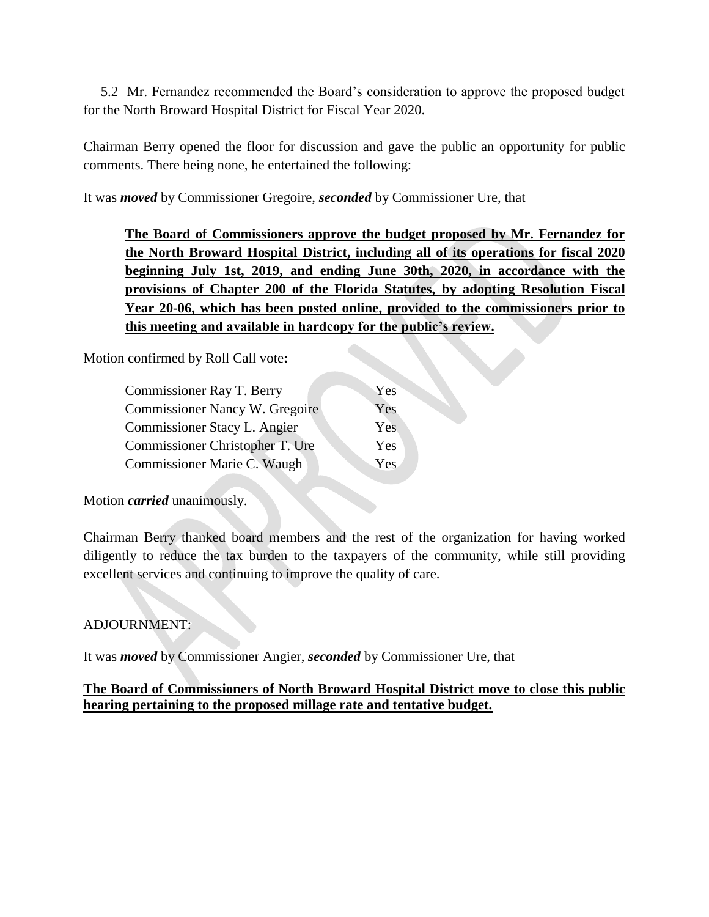5.2 Mr. Fernandez recommended the Board's consideration to approve the proposed budget for the North Broward Hospital District for Fiscal Year 2020.

Chairman Berry opened the floor for discussion and gave the public an opportunity for public comments. There being none, he entertained the following:

It was ***moved*** by Commissioner Gregoire, ***seconded*** by Commissioner Ure, that

> **The Board of Commissioners approve the budget proposed by Mr. Fernandez for the North Broward Hospital District, including all of its operations for fiscal 2020 beginning July 1st, 2019, and ending June 30th, 2020, in accordance with the provisions of Chapter 200 of the Florida Statutes, by adopting Resolution Fiscal Year 20-06, which has been posted online, provided to the commissioners prior to this meeting and available in hardcopy for the public's review.**

Motion confirmed by Roll Call vote**:**

| | |
|---|---|
| Commissioner Ray T. Berry | Yes |
| Commissioner Nancy W. Gregoire | Yes |
| Commissioner Stacy L. Angier | Yes |
| Commissioner Christopher T. Ure | Yes |
| Commissioner Marie C. Waugh | Yes |

Motion ***carried*** unanimously.

Chairman Berry thanked board members and the rest of the organization for having worked diligently to reduce the tax burden to the taxpayers of the community, while still providing excellent services and continuing to improve the quality of care.

ADJOURNMENT:

It was ***moved*** by Commissioner Angier, ***seconded*** by Commissioner Ure, that

**The Board of Commissioners of North Broward Hospital District move to close this public hearing pertaining to the proposed millage rate and tentative budget.**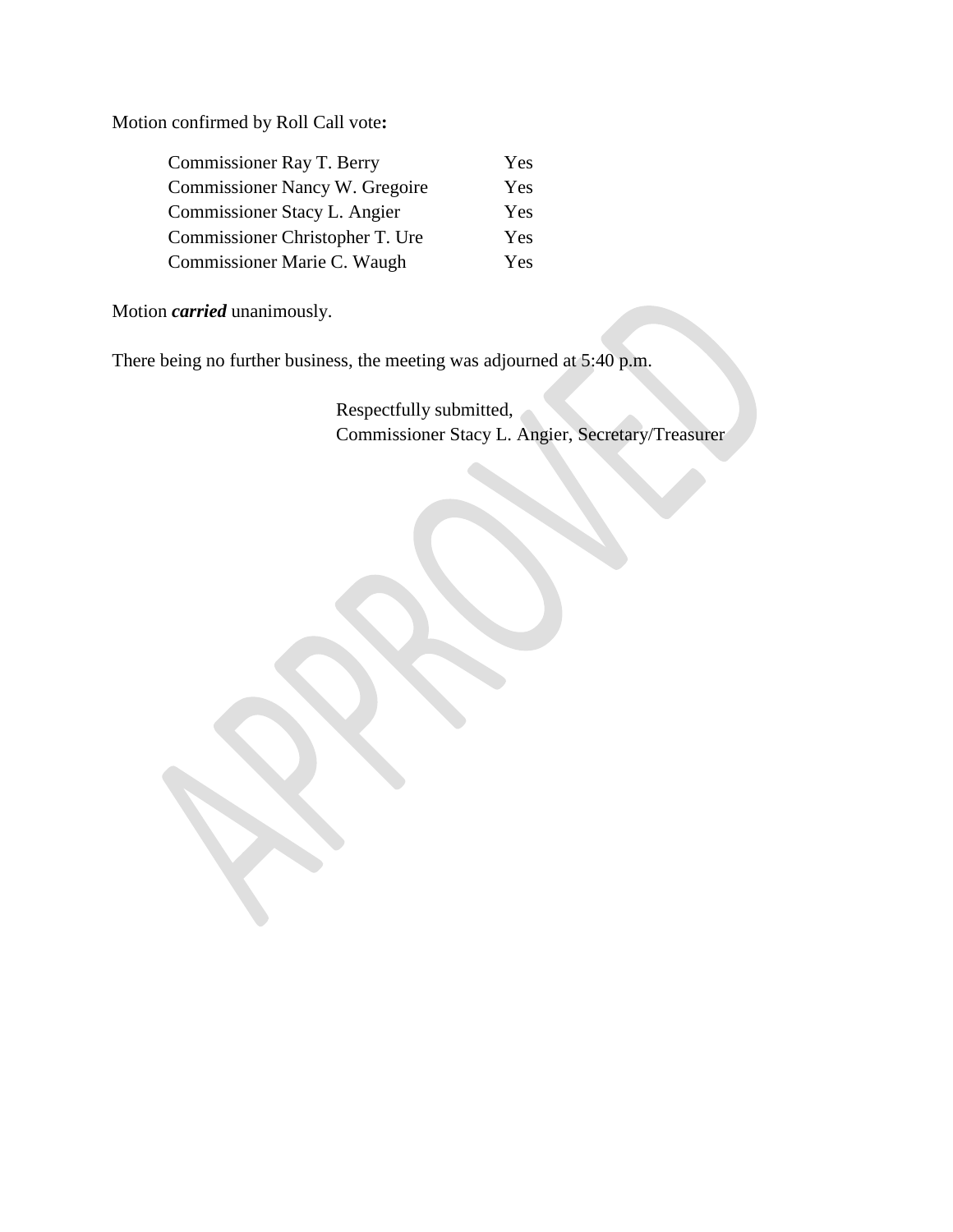Motion confirmed by Roll Call vote**:**

| | |
|---|---|
| Commissioner Ray T. Berry | Yes |
| Commissioner Nancy W. Gregoire | Yes |
| Commissioner Stacy L. Angier | Yes |
| Commissioner Christopher T. Ure | Yes |
| Commissioner Marie C. Waugh | Yes |

Motion ***carried*** unanimously.

There being no further business, the meeting was adjourned at 5:40 p.m.

Respectfully submitted,
Commissioner Stacy L. Angier, Secretary/Treasurer

APPROVED